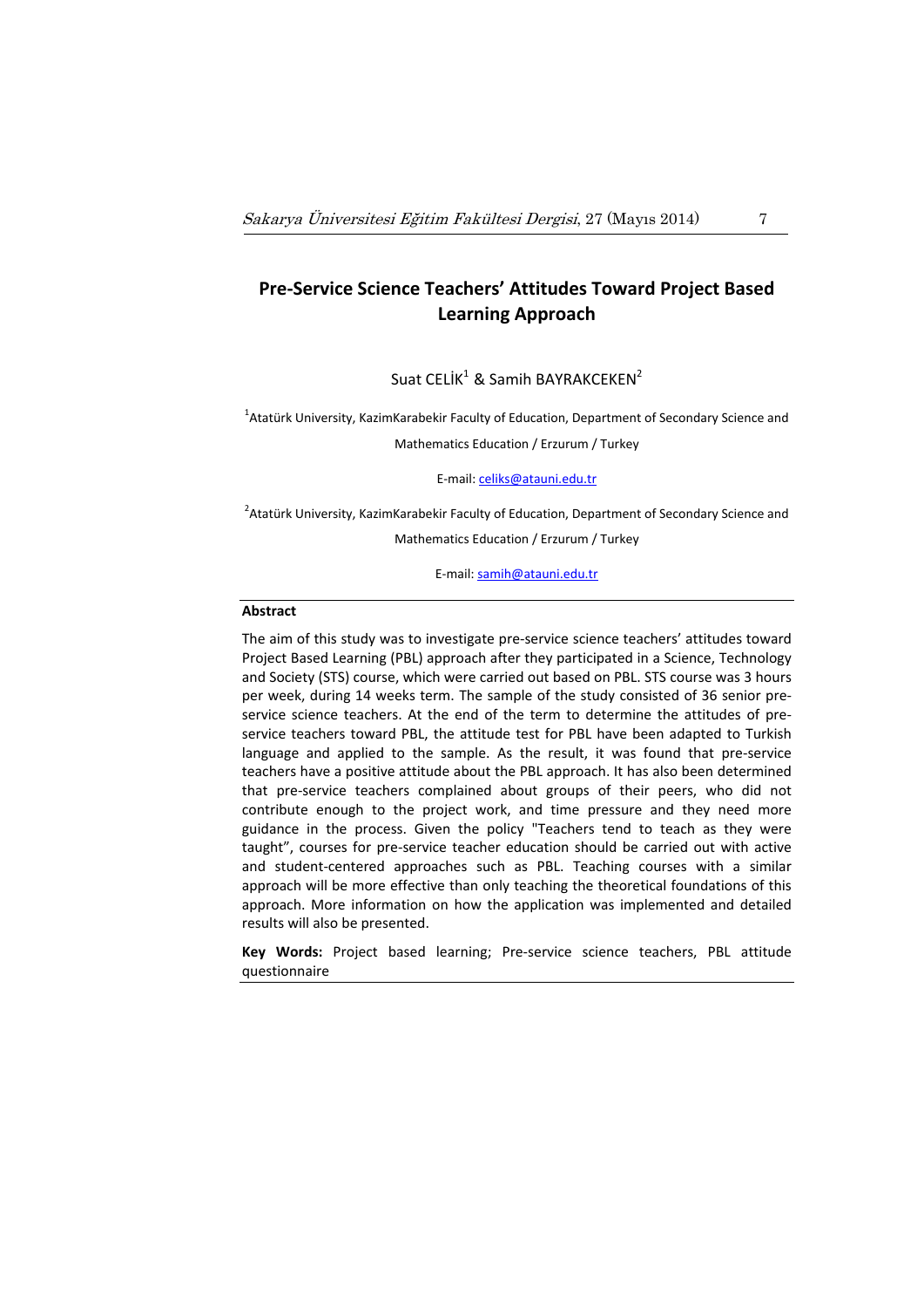# Pre-Service Science Teachers' Attitudes Toward Project Based Learning Approach

Suat CELİK[1] & Samih BAYRAKCEKEN[2]

[1]Atatürk University, KazimKarabekir Faculty of Education, Department of Secondary Science and Mathematics Education / Erzurum / Turkey

E-mail: celiks@atauni.edu.tr

[2]Atatürk University, KazimKarabekir Faculty of Education, Department of Secondary Science and Mathematics Education / Erzurum / Turkey

E-mail: samih@atauni.edu.tr

## Abstract

The aim of this study was to investigate pre-service science teachers' attitudes toward Project Based Learning (PBL) approach after they participated in a Science, Technology and Society (STS) course, which were carried out based on PBL. STS course was 3 hours per week, during 14 weeks term. The sample of the study consisted of 36 senior pre-service science teachers. At the end of the term to determine the attitudes of pre-service teachers toward PBL, the attitude test for PBL have been adapted to Turkish language and applied to the sample. As the result, it was found that pre-service teachers have a positive attitude about the PBL approach. It has also been determined that pre-service teachers complained about groups of their peers, who did not contribute enough to the project work, and time pressure and they need more guidance in the process. Given the policy "Teachers tend to teach as they were taught", courses for pre-service teacher education should be carried out with active and student-centered approaches such as PBL. Teaching courses with a similar approach will be more effective than only teaching the theoretical foundations of this approach. More information on how the application was implemented and detailed results will also be presented.

**Key Words:** Project based learning; Pre-service science teachers, PBL attitude questionnaire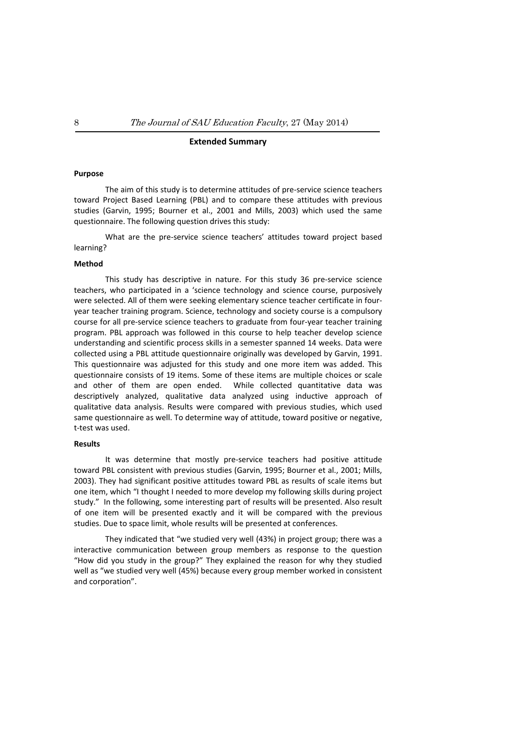## Extended Summary

### Purpose

The aim of this study is to determine attitudes of pre-service science teachers toward Project Based Learning (PBL) and to compare these attitudes with previous studies (Garvin, 1995; Bourner et al., 2001 and Mills, 2003) which used the same questionnaire. The following question drives this study:

What are the pre-service science teachers' attitudes toward project based learning?

### Method

This study has descriptive in nature. For this study 36 pre-service science teachers, who participated in a 'science technology and science course, purposively were selected. All of them were seeking elementary science teacher certificate in four-year teacher training program. Science, technology and society course is a compulsory course for all pre-service science teachers to graduate from four-year teacher training program. PBL approach was followed in this course to help teacher develop science understanding and scientific process skills in a semester spanned 14 weeks. Data were collected using a PBL attitude questionnaire originally was developed by Garvin, 1991. This questionnaire was adjusted for this study and one more item was added. This questionnaire consists of 19 items. Some of these items are multiple choices or scale and other of them are open ended. While collected quantitative data was descriptively analyzed, qualitative data analyzed using inductive approach of qualitative data analysis. Results were compared with previous studies, which used same questionnaire as well. To determine way of attitude, toward positive or negative, t-test was used.

### Results

It was determine that mostly pre-service teachers had positive attitude toward PBL consistent with previous studies (Garvin, 1995; Bourner et al., 2001; Mills, 2003). They had significant positive attitudes toward PBL as results of scale items but one item, which "I thought I needed to more develop my following skills during project study." In the following, some interesting part of results will be presented. Also result of one item will be presented exactly and it will be compared with the previous studies. Due to space limit, whole results will be presented at conferences.

They indicated that "we studied very well (43%) in project group; there was a interactive communication between group members as response to the question "How did you study in the group?" They explained the reason for why they studied well as "we studied very well (45%) because every group member worked in consistent and corporation".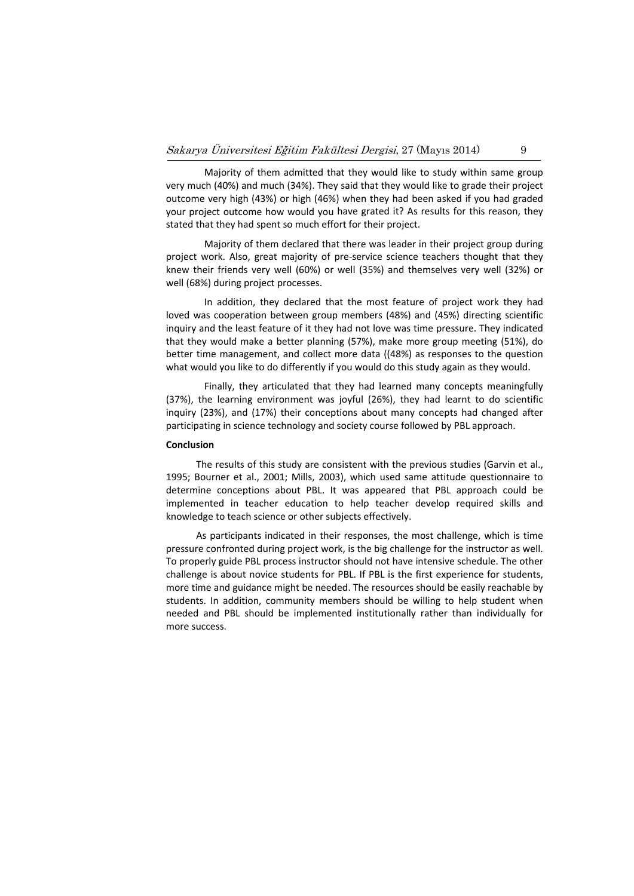Majority of them admitted that they would like to study within same group very much (40%) and much (34%). They said that they would like to grade their project outcome very high (43%) or high (46%) when they had been asked if you had graded your project outcome how would you have grated it? As results for this reason, they stated that they had spent so much effort for their project.

Majority of them declared that there was leader in their project group during project work. Also, great majority of pre-service science teachers thought that they knew their friends very well (60%) or well (35%) and themselves very well (32%) or well (68%) during project processes.

In addition, they declared that the most feature of project work they had loved was cooperation between group members (48%) and (45%) directing scientific inquiry and the least feature of it they had not love was time pressure. They indicated that they would make a better planning (57%), make more group meeting (51%), do better time management, and collect more data ((48%) as responses to the question what would you like to do differently if you would do this study again as they would.

Finally, they articulated that they had learned many concepts meaningfully (37%), the learning environment was joyful (26%), they had learnt to do scientific inquiry (23%), and (17%) their conceptions about many concepts had changed after participating in science technology and society course followed by PBL approach.

**Conclusion**

The results of this study are consistent with the previous studies (Garvin et al., 1995; Bourner et al., 2001; Mills, 2003), which used same attitude questionnaire to determine conceptions about PBL. It was appeared that PBL approach could be implemented in teacher education to help teacher develop required skills and knowledge to teach science or other subjects effectively.

As participants indicated in their responses, the most challenge, which is time pressure confronted during project work, is the big challenge for the instructor as well. To properly guide PBL process instructor should not have intensive schedule. The other challenge is about novice students for PBL. If PBL is the first experience for students, more time and guidance might be needed. The resources should be easily reachable by students. In addition, community members should be willing to help student when needed and PBL should be implemented institutionally rather than individually for more success.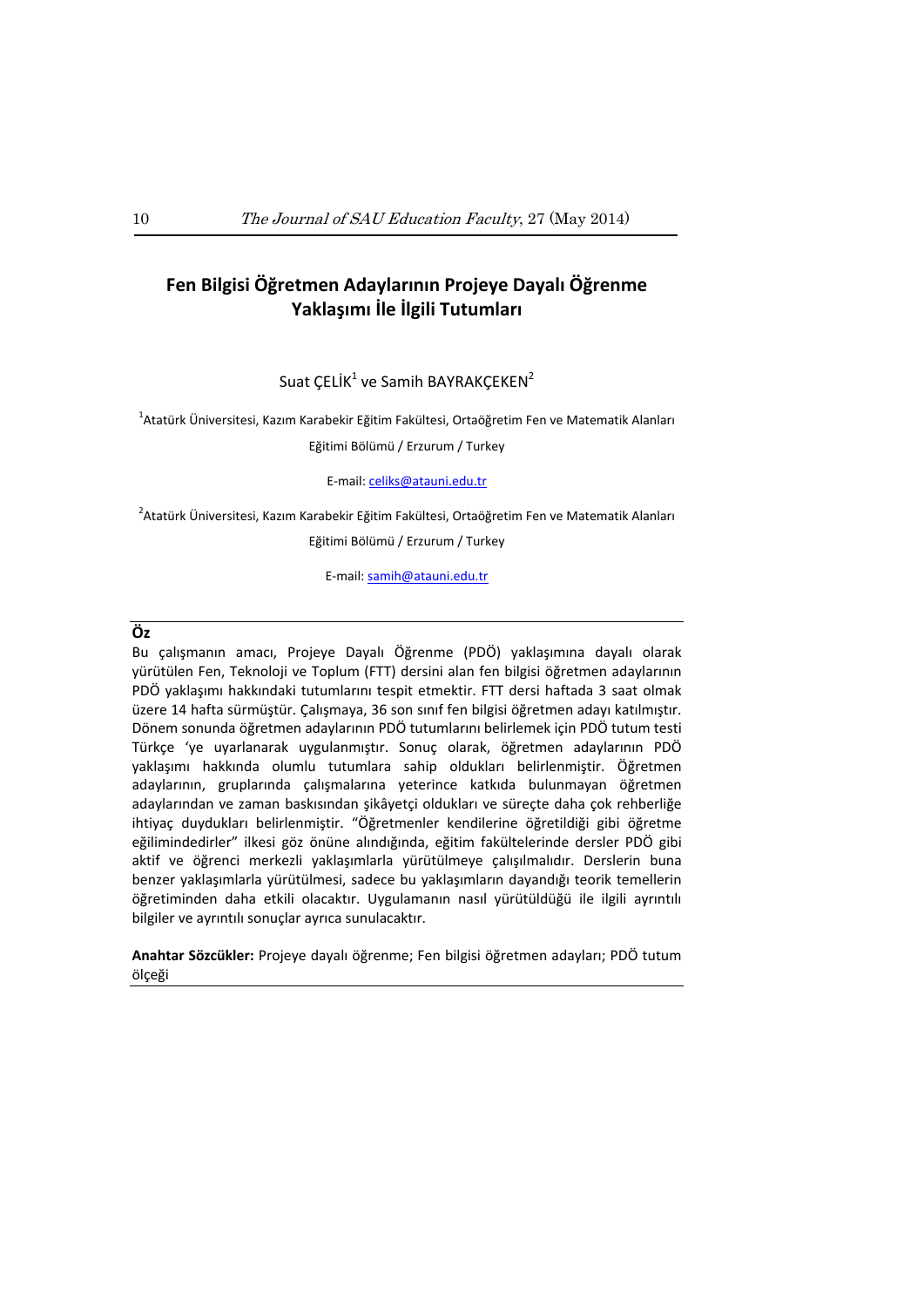# Fen Bilgisi Öğretmen Adaylarının Projeye Dayalı Öğrenme Yaklaşımı İle İlgili Tutumları

Suat ÇELİK[1] ve Samih BAYRAKÇEKEN[2]

[1]Atatürk Üniversitesi, Kazım Karabekir Eğitim Fakültesi, Ortaöğretim Fen ve Matematik Alanları Eğitimi Bölümü / Erzurum / Turkey

E-mail: celiks@atauni.edu.tr

[2]Atatürk Üniversitesi, Kazım Karabekir Eğitim Fakültesi, Ortaöğretim Fen ve Matematik Alanları Eğitimi Bölümü / Erzurum / Turkey

E-mail: samih@atauni.edu.tr

**Öz**

Bu çalışmanın amacı, Projeye Dayalı Öğrenme (PDÖ) yaklaşımına dayalı olarak yürütülen Fen, Teknoloji ve Toplum (FTT) dersini alan fen bilgisi öğretmen adaylarının PDÖ yaklaşımı hakkındaki tutumlarını tespit etmektir. FTT dersi haftada 3 saat olmak üzere 14 hafta sürmüştür. Çalışmaya, 36 son sınıf fen bilgisi öğretmen adayı katılmıştır. Dönem sonunda öğretmen adaylarının PDÖ tutumlarını belirlemek için PDÖ tutum testi Türkçe 'ye uyarlanarak uygulanmıştır. Sonuç olarak, öğretmen adaylarının PDÖ yaklaşımı hakkında olumlu tutumlara sahip oldukları belirlenmiştir. Öğretmen adaylarının, gruplarında çalışmalarına yeterince katkıda bulunmayan öğretmen adaylarından ve zaman baskısından şikâyetçi oldukları ve süreçte daha çok rehberliğe ihtiyaç duydukları belirlenmiştir. "Öğretmenler kendilerine öğretildiği gibi öğretme eğilimindedirler" ilkesi göz önüne alındığında, eğitim fakültelerinde dersler PDÖ gibi aktif ve öğrenci merkezli yaklaşımlarla yürütülmeye çalışılmalıdır. Derslerin buna benzer yaklaşımlarla yürütülmesi, sadece bu yaklaşımların dayandığı teorik temellerin öğretiminden daha etkili olacaktır. Uygulamanın nasıl yürütüldüğü ile ilgili ayrıntılı bilgiler ve ayrıntılı sonuçlar ayrıca sunulacaktır.

**Anahtar Sözcükler:** Projeye dayalı öğrenme; Fen bilgisi öğretmen adayları; PDÖ tutum ölçeği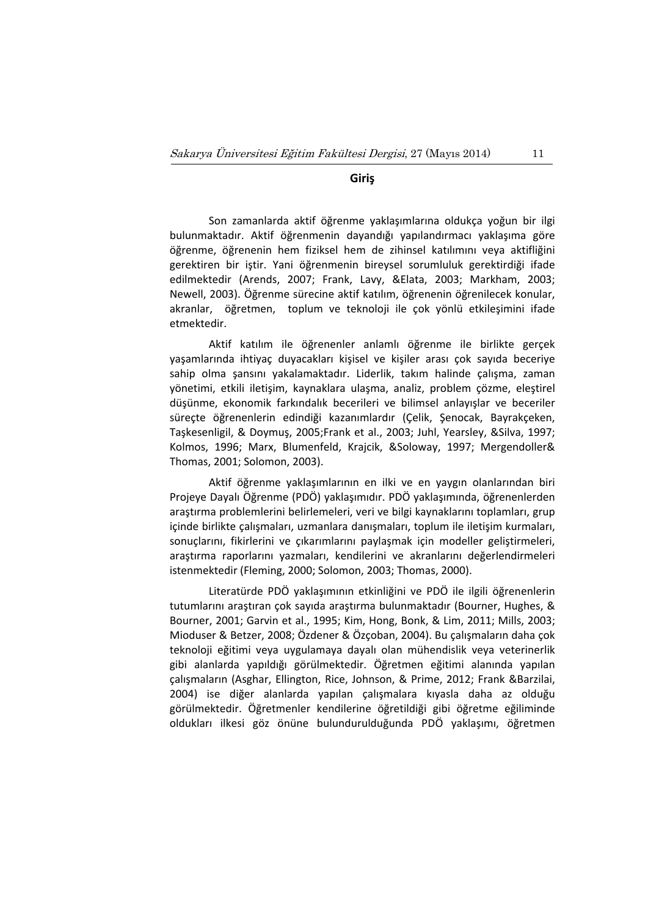## Giriş

Son zamanlarda aktif öğrenme yaklaşımlarına oldukça yoğun bir ilgi bulunmaktadır. Aktif öğrenmenin dayandığı yapılandırmacı yaklaşıma göre öğrenme, öğrenenin hem fiziksel hem de zihinsel katılımını veya aktifliğini gerektiren bir iştir. Yani öğrenmenin bireysel sorumluluk gerektirdiği ifade edilmektedir (Arends, 2007; Frank, Lavy, &Elata, 2003; Markham, 2003; Newell, 2003). Öğrenme sürecine aktif katılım, öğrenenin öğrenilecek konular, akranlar, öğretmen, toplum ve teknoloji ile çok yönlü etkileşimini ifade etmektedir.

Aktif katılım ile öğrenenler anlamlı öğrenme ile birlikte gerçek yaşamlarında ihtiyaç duyacakları kişisel ve kişiler arası çok sayıda beceriye sahip olma şansını yakalamaktadır. Liderlik, takım halinde çalışma, zaman yönetimi, etkili iletişim, kaynaklara ulaşma, analiz, problem çözme, eleştirel düşünme, ekonomik farkındalık becerileri ve bilimsel anlayışlar ve beceriler süreçte öğrenenlerin edindiği kazanımlardır (Çelik, Şenocak, Bayrakçeken, Taşkesenligil, & Doymuş, 2005;Frank et al., 2003; Juhl, Yearsley, &Silva, 1997; Kolmos, 1996; Marx, Blumenfeld, Krajcik, &Soloway, 1997; Mergendoller& Thomas, 2001; Solomon, 2003).

Aktif öğrenme yaklaşımlarının en ilki ve en yaygın olanlarından biri Projeye Dayalı Öğrenme (PDÖ) yaklaşımıdır. PDÖ yaklaşımında, öğrenenlerden araştırma problemlerini belirlemeleri, veri ve bilgi kaynaklarını toplamları, grup içinde birlikte çalışmaları, uzmanlara danışmaları, toplum ile iletişim kurmaları, sonuçlarını, fikirlerini ve çıkarımlarını paylaşmak için modeller geliştirmeleri, araştırma raporlarını yazmaları, kendilerini ve akranlarını değerlendirmeleri istenmektedir (Fleming, 2000; Solomon, 2003; Thomas, 2000).

Literatürde PDÖ yaklaşımının etkinliğini ve PDÖ ile ilgili öğrenenlerin tutumlarını araştıran çok sayıda araştırma bulunmaktadır (Bourner, Hughes, & Bourner, 2001; Garvin et al., 1995; Kim, Hong, Bonk, & Lim, 2011; Mills, 2003; Mioduser & Betzer, 2008; Özdener & Özçoban, 2004). Bu çalışmaların daha çok teknoloji eğitimi veya uygulamaya dayalı olan mühendislik veya veterinerlik gibi alanlarda yapıldığı görülmektedir. Öğretmen eğitimi alanında yapılan çalışmaların (Asghar, Ellington, Rice, Johnson, & Prime, 2012; Frank &Barzilai, 2004) ise diğer alanlarda yapılan çalışmalara kıyasla daha az olduğu görülmektedir. Öğretmenler kendilerine öğretildiği gibi öğretme eğiliminde oldukları ilkesi göz önüne bulundurulduğunda PDÖ yaklaşımı, öğretmen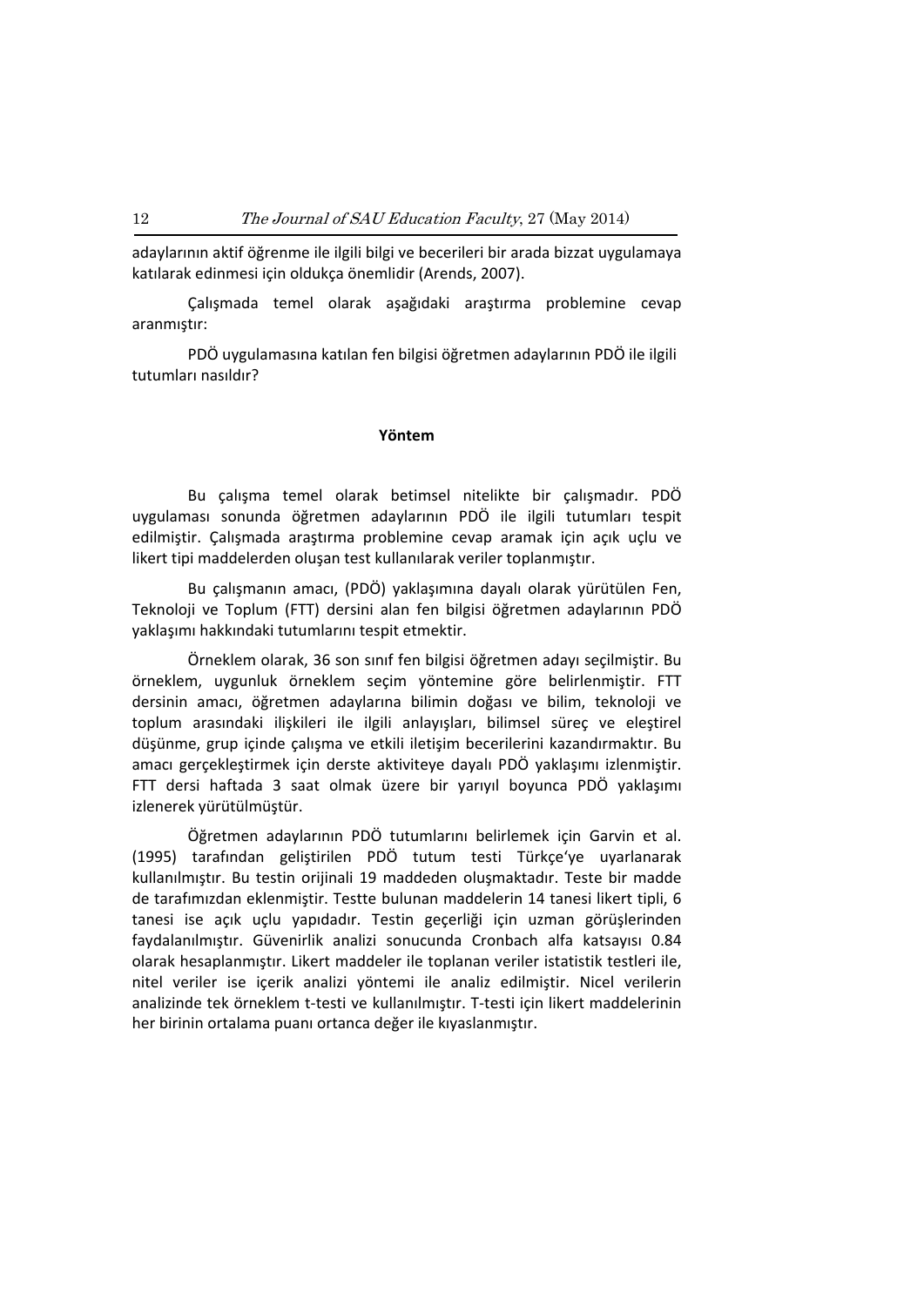adaylarının aktif öğrenme ile ilgili bilgi ve becerileri bir arada bizzat uygulamaya katılarak edinmesi için oldukça önemlidir (Arends, 2007).

Çalışmada temel olarak aşağıdaki araştırma problemine cevap aranmıştır:

PDÖ uygulamasına katılan fen bilgisi öğretmen adaylarının PDÖ ile ilgili tutumları nasıldır?

## Yöntem

Bu çalışma temel olarak betimsel nitelikte bir çalışmadır. PDÖ uygulaması sonunda öğretmen adaylarının PDÖ ile ilgili tutumları tespit edilmiştir. Çalışmada araştırma problemine cevap aramak için açık uçlu ve likert tipi maddelerden oluşan test kullanılarak veriler toplanmıştır.

Bu çalışmanın amacı, (PDÖ) yaklaşımına dayalı olarak yürütülen Fen, Teknoloji ve Toplum (FTT) dersini alan fen bilgisi öğretmen adaylarının PDÖ yaklaşımı hakkındaki tutumlarını tespit etmektir.

Örneklem olarak, 36 son sınıf fen bilgisi öğretmen adayı seçilmiştir. Bu örneklem, uygunluk örneklem seçim yöntemine göre belirlenmiştir. FTT dersinin amacı, öğretmen adaylarına bilimin doğası ve bilim, teknoloji ve toplum arasındaki ilişkileri ile ilgili anlayışları, bilimsel süreç ve eleştirel düşünme, grup içinde çalışma ve etkili iletişim becerilerini kazandırmaktır. Bu amacı gerçekleştirmek için derste aktiviteye dayalı PDÖ yaklaşımı izlenmiştir. FTT dersi haftada 3 saat olmak üzere bir yarıyıl boyunca PDÖ yaklaşımı izlenerek yürütülmüştür.

Öğretmen adaylarının PDÖ tutumlarını belirlemek için Garvin et al. (1995) tarafından geliştirilen PDÖ tutum testi Türkçe'ye uyarlanarak kullanılmıştır. Bu testin orijinali 19 maddeden oluşmaktadır. Teste bir madde de tarafımızdan eklenmiştir. Testte bulunan maddelerin 14 tanesi likert tipli, 6 tanesi ise açık uçlu yapıdadır. Testin geçerliği için uzman görüşlerinden faydalanılmıştır. Güvenirlik analizi sonucunda Cronbach alfa katsayısı 0.84 olarak hesaplanmıştır. Likert maddeler ile toplanan veriler istatistik testleri ile, nitel veriler ise içerik analizi yöntemi ile analiz edilmiştir. Nicel verilerin analizinde tek örneklem t-testi ve kullanılmıştır. T-testi için likert maddelerinin her birinin ortalama puanı ortanca değer ile kıyaslanmıştır.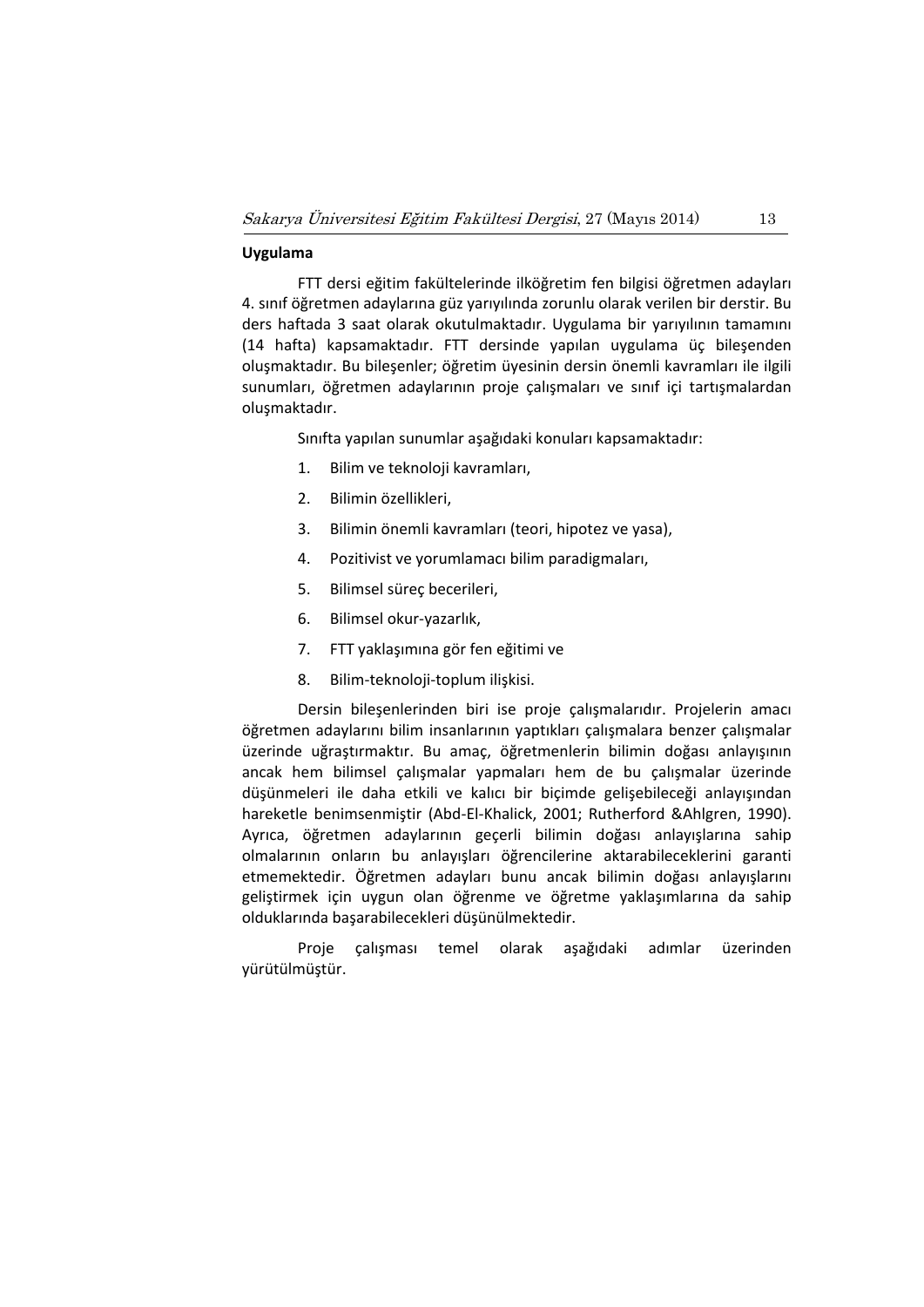**Uygulama**

FTT dersi eğitim fakültelerinde ilköğretim fen bilgisi öğretmen adayları 4. sınıf öğretmen adaylarına güz yarıyılında zorunlu olarak verilen bir derstir. Bu ders haftada 3 saat olarak okutulmaktadır. Uygulama bir yarıyılının tamamını (14 hafta) kapsamaktadır. FTT dersinde yapılan uygulama üç bileşenden oluşmaktadır. Bu bileşenler; öğretim üyesinin dersin önemli kavramları ile ilgili sunumları, öğretmen adaylarının proje çalışmaları ve sınıf içi tartışmalardan oluşmaktadır.

Sınıfta yapılan sunumlar aşağıdaki konuları kapsamaktadır:

1. Bilim ve teknoloji kavramları,
2. Bilimin özellikleri,
3. Bilimin önemli kavramları (teori, hipotez ve yasa),
4. Pozitivist ve yorumlamacı bilim paradigmaları,
5. Bilimsel süreç becerileri,
6. Bilimsel okur-yazarlık,
7. FTT yaklaşımına gör fen eğitimi ve
8. Bilim-teknoloji-toplum ilişkisi.

Dersin bileşenlerinden biri ise proje çalışmalarıdır. Projelerin amacı öğretmen adaylarını bilim insanlarının yaptıkları çalışmalara benzer çalışmalar üzerinde uğraştırmaktır. Bu amaç, öğretmenlerin bilimin doğası anlayışının ancak hem bilimsel çalışmalar yapmaları hem de bu çalışmalar üzerinde düşünmeleri ile daha etkili ve kalıcı bir biçimde gelişebileceği anlayışından hareketle benimsenmiştir (Abd-El-Khalick, 2001; Rutherford &Ahlgren, 1990). Ayrıca, öğretmen adaylarının geçerli bilimin doğası anlayışlarına sahip olmalarının onların bu anlayışları öğrencilerine aktarabileceklerini garanti etmemektedir. Öğretmen adayları bunu ancak bilimin doğası anlayışlarını geliştirmek için uygun olan öğrenme ve öğretme yaklaşımlarına da sahip olduklarında başarabilecekleri düşünülmektedir.

Proje çalışması temel olarak aşağıdaki adımlar üzerinden yürütülmüştür.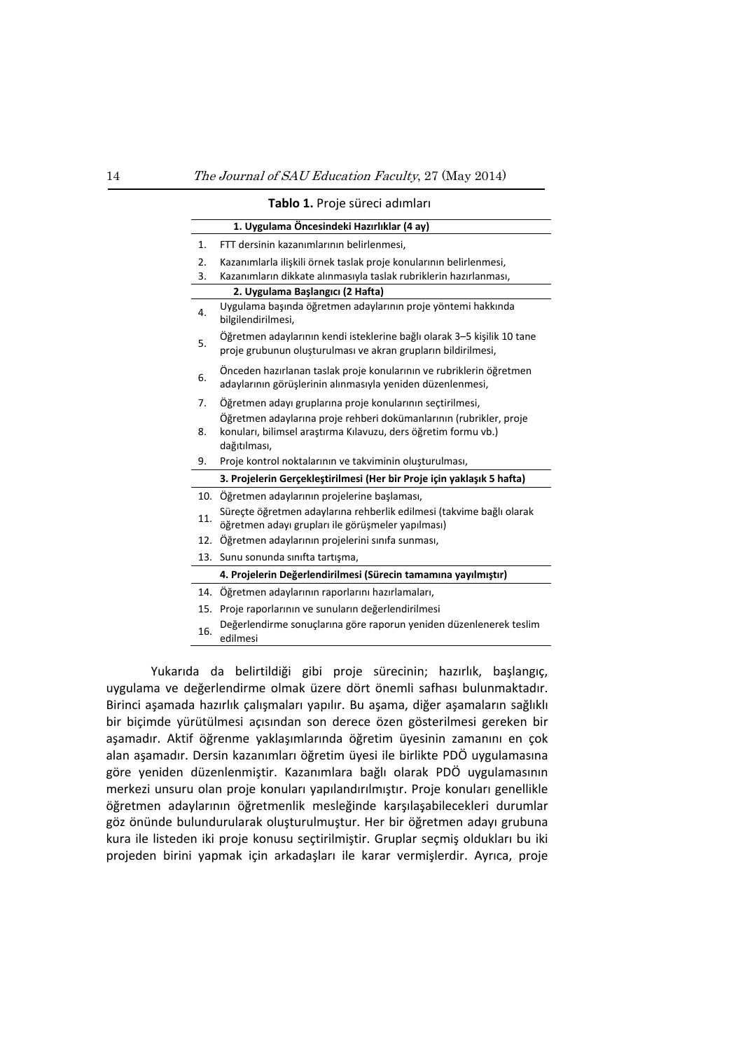**Tablo 1.** Proje süreci adımları

| | |
|---|---|
| | **1. Uygulama Öncesindeki Hazırlıklar (4 ay)** |
| 1. | FTT dersinin kazanımlarının belirlenmesi, |
| 2. | Kazanımlarla ilişkili örnek taslak proje konularının belirlenmesi, |
| 3. | Kazanımların dikkate alınmasıyla taslak rubriklerin hazırlanması, |
| | **2. Uygulama Başlangıcı (2 Hafta)** |
| 4. | Uygulama başında öğretmen adaylarının proje yöntemi hakkında bilgilendirilmesi, |
| 5. | Öğretmen adaylarının kendi isteklerine bağlı olarak 3–5 kişilik 10 tane proje grubunun oluşturulması ve akran grupların bildirilmesi, |
| 6. | Önceden hazırlanan taslak proje konularının ve rubriklerin öğretmen adaylarının görüşlerinin alınmasıyla yeniden düzenlenmesi, |
| 7. | Öğretmen adayı gruplarına proje konularının seçtirilmesi, |
| 8. | Öğretmen adaylarına proje rehberi dokümanlarının (rubrikler, proje konuları, bilimsel araştırma Kılavuzu, ders öğretim formu vb.) dağıtılması, |
| 9. | Proje kontrol noktalarının ve takviminin oluşturulması, |
| | **3. Projelerin Gerçekleştirilmesi (Her bir Proje için yaklaşık 5 hafta)** |
| 10. | Öğretmen adaylarının projelerine başlaması, |
| 11. | Süreçte öğretmen adaylarına rehberlik edilmesi (takvime bağlı olarak öğretmen adayı grupları ile görüşmeler yapılması) |
| 12. | Öğretmen adaylarının projelerini sınıfa sunması, |
| 13. | Sunu sonunda sınıfta tartışma, |
| | **4. Projelerin Değerlendirilmesi (Sürecin tamamına yayılmıştır)** |
| 14. | Öğretmen adaylarının raporlarını hazırlamaları, |
| 15. | Proje raporlarının ve sunuların değerlendirilmesi |
| 16. | Değerlendirme sonuçlarına göre raporun yeniden düzenlenerek teslim edilmesi |

Yukarıda da belirtildiği gibi proje sürecinin; hazırlık, başlangıç, uygulama ve değerlendirme olmak üzere dört önemli safhası bulunmaktadır. Birinci aşamada hazırlık çalışmaları yapılır. Bu aşama, diğer aşamaların sağlıklı bir biçimde yürütülmesi açısından son derece özen gösterilmesi gereken bir aşamadır. Aktif öğrenme yaklaşımlarında öğretim üyesinin zamanını en çok alan aşamadır. Dersin kazanımları öğretim üyesi ile birlikte PDÖ uygulamasına göre yeniden düzenlenmiştir. Kazanımlara bağlı olarak PDÖ uygulamasının merkezi unsuru olan proje konuları yapılandırılmıştır. Proje konuları genellikle öğretmen adaylarının öğretmenlik mesleğinde karşılaşabilecekleri durumlar göz önünde bulundurularak oluşturulmuştur. Her bir öğretmen adayı grubuna kura ile listeden iki proje konusu seçtirilmiştir. Gruplar seçmiş oldukları bu iki projeden birini yapmak için arkadaşları ile karar vermişlerdir. Ayrıca, proje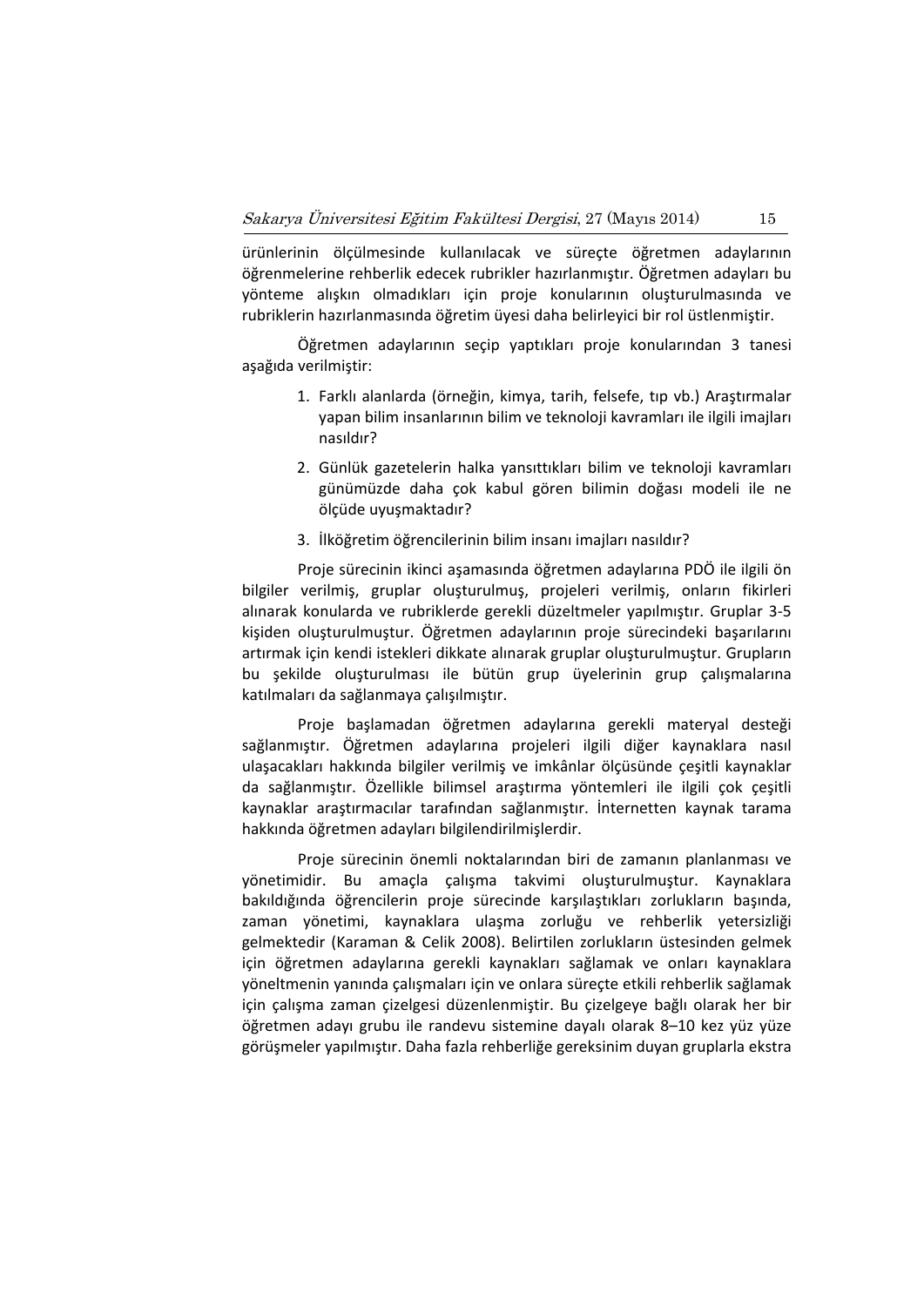ürünlerinin ölçülmesinde kullanılacak ve süreçte öğretmen adaylarının öğrenmelerine rehberlik edecek rubrikler hazırlanmıştır. Öğretmen adayları bu yönteme alışkın olmadıkları için proje konularının oluşturulmasında ve rubriklerin hazırlanmasında öğretim üyesi daha belirleyici bir rol üstlenmiştir.

Öğretmen adaylarının seçip yaptıkları proje konularından 3 tanesi aşağıda verilmiştir:

1. Farklı alanlarda (örneğin, kimya, tarih, felsefe, tıp vb.) Araştırmalar yapan bilim insanlarının bilim ve teknoloji kavramları ile ilgili imajları nasıldır?
2. Günlük gazetelerin halka yansıttıkları bilim ve teknoloji kavramları günümüzde daha çok kabul gören bilimin doğası modeli ile ne ölçüde uyuşmaktadır?
3. İlköğretim öğrencilerinin bilim insanı imajları nasıldır?

Proje sürecinin ikinci aşamasında öğretmen adaylarına PDÖ ile ilgili ön bilgiler verilmiş, gruplar oluşturulmuş, projeleri verilmiş, onların fikirleri alınarak konularda ve rubriklerde gerekli düzeltmeler yapılmıştır. Gruplar 3-5 kişiden oluşturulmuştur. Öğretmen adaylarının proje sürecindeki başarılarını artırmak için kendi istekleri dikkate alınarak gruplar oluşturulmuştur. Grupların bu şekilde oluşturulması ile bütün grup üyelerinin grup çalışmalarına katılmaları da sağlanmaya çalışılmıştır.

Proje başlamadan öğretmen adaylarına gerekli materyal desteği sağlanmıştır. Öğretmen adaylarına projeleri ilgili diğer kaynaklara nasıl ulaşacakları hakkında bilgiler verilmiş ve imkânlar ölçüsünde çeşitli kaynaklar da sağlanmıştır. Özellikle bilimsel araştırma yöntemleri ile ilgili çok çeşitli kaynaklar araştırmacılar tarafından sağlanmıştır. İnternetten kaynak tarama hakkında öğretmen adayları bilgilendirilmişlerdir.

Proje sürecinin önemli noktalarından biri de zamanın planlanması ve yönetimidir. Bu amaçla çalışma takvimi oluşturulmuştur. Kaynaklara bakıldığında öğrencilerin proje sürecinde karşılaştıkları zorlukların başında, zaman yönetimi, kaynaklara ulaşma zorluğu ve rehberlik yetersizliği gelmektedir (Karaman & Celik 2008). Belirtilen zorlukların üstesinden gelmek için öğretmen adaylarına gerekli kaynakları sağlamak ve onları kaynaklara yöneltmenin yanında çalışmaları için ve onlara süreçte etkili rehberlik sağlamak için çalışma zaman çizelgesi düzenlenmiştir. Bu çizelgeye bağlı olarak her bir öğretmen adayı grubu ile randevu sistemine dayalı olarak 8–10 kez yüz yüze görüşmeler yapılmıştır. Daha fazla rehberliğe gereksinim duyan gruplarla ekstra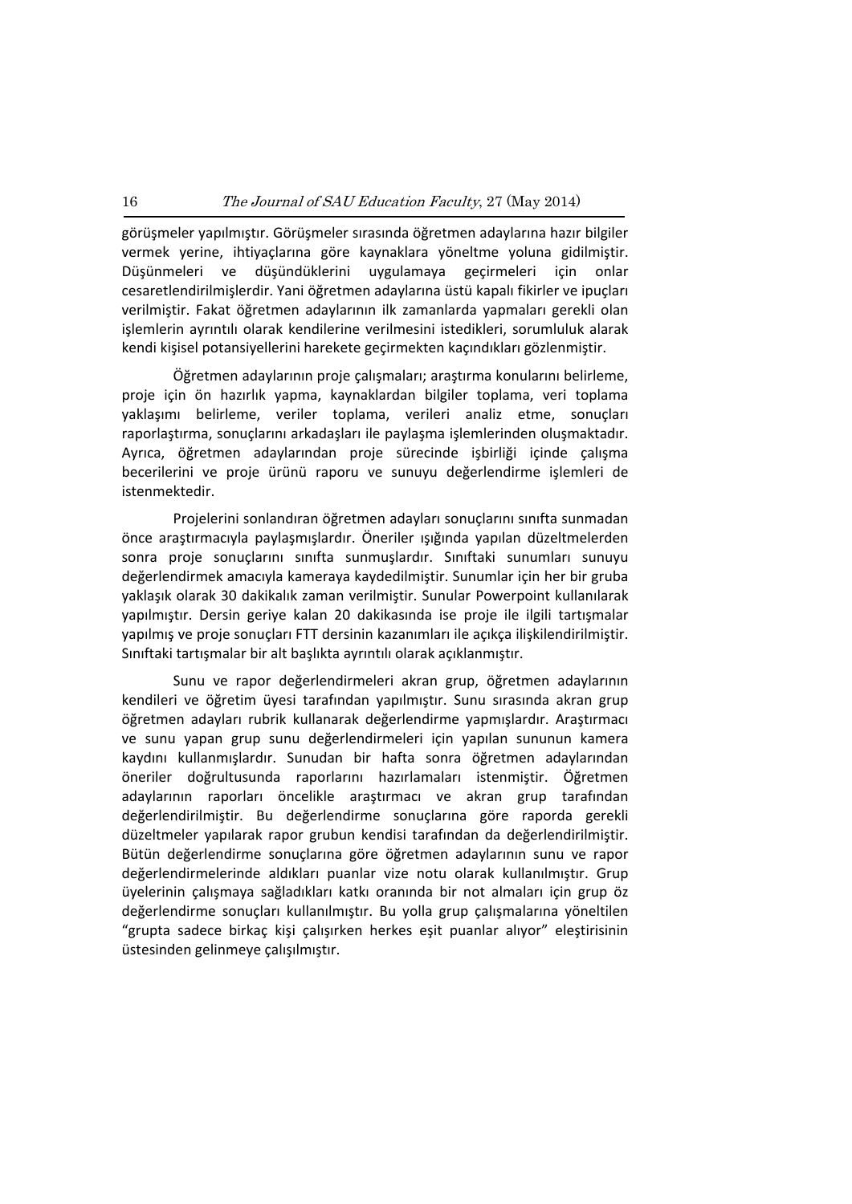görüşmeler yapılmıştır. Görüşmeler sırasında öğretmen adaylarına hazır bilgiler vermek yerine, ihtiyaçlarına göre kaynaklara yöneltme yoluna gidilmiştir. Düşünmeleri ve düşündüklerini uygulamaya geçirmeleri için onlar cesaretlendirilmişlerdir. Yani öğretmen adaylarına üstü kapalı fikirler ve ipuçları verilmiştir. Fakat öğretmen adaylarının ilk zamanlarda yapmaları gerekli olan işlemlerin ayrıntılı olarak kendilerine verilmesini istedikleri, sorumluluk alarak kendi kişisel potansiyellerini harekete geçirmekten kaçındıkları gözlenmiştir.

Öğretmen adaylarının proje çalışmaları; araştırma konularını belirleme, proje için ön hazırlık yapma, kaynaklardan bilgiler toplama, veri toplama yaklaşımı belirleme, veriler toplama, verileri analiz etme, sonuçları raporlaştırma, sonuçlarını arkadaşları ile paylaşma işlemlerinden oluşmaktadır. Ayrıca, öğretmen adaylarından proje sürecinde işbirliği içinde çalışma becerilerini ve proje ürünü raporu ve sunuyu değerlendirme işlemleri de istenmektedir.

Projelerini sonlandıran öğretmen adayları sonuçlarını sınıfta sunmadan önce araştırmacıyla paylaşmışlardır. Öneriler ışığında yapılan düzeltmelerden sonra proje sonuçlarını sınıfta sunmuşlardır. Sınıftaki sunumları sunuyu değerlendirmek amacıyla kameraya kaydedilmiştir. Sunumlar için her bir gruba yaklaşık olarak 30 dakikalık zaman verilmiştir. Sunular Powerpoint kullanılarak yapılmıştır. Dersin geriye kalan 20 dakikasında ise proje ile ilgili tartışmalar yapılmış ve proje sonuçları FTT dersinin kazanımları ile açıkça ilişkilendirilmiştir. Sınıftaki tartışmalar bir alt başlıkta ayrıntılı olarak açıklanmıştır.

Sunu ve rapor değerlendirmeleri akran grup, öğretmen adaylarının kendileri ve öğretim üyesi tarafından yapılmıştır. Sunu sırasında akran grup öğretmen adayları rubrik kullanarak değerlendirme yapmışlardır. Araştırmacı ve sunu yapan grup sunu değerlendirmeleri için yapılan sununun kamera kaydını kullanmışlardır. Sunudan bir hafta sonra öğretmen adaylarından öneriler doğrultusunda raporlarını hazırlamaları istenmiştir. Öğretmen adaylarının raporları öncelikle araştırmacı ve akran grup tarafından değerlendirilmiştir. Bu değerlendirme sonuçlarına göre raporda gerekli düzeltmeler yapılarak rapor grubun kendisi tarafından da değerlendirilmiştir. Bütün değerlendirme sonuçlarına göre öğretmen adaylarının sunu ve rapor değerlendirmelerinde aldıkları puanlar vize notu olarak kullanılmıştır. Grup üyelerinin çalışmaya sağladıkları katkı oranında bir not almaları için grup öz değerlendirme sonuçları kullanılmıştır. Bu yolla grup çalışmalarına yöneltilen "grupta sadece birkaç kişi çalışırken herkes eşit puanlar alıyor" eleştirisinin üstesinden gelinmeye çalışılmıştır.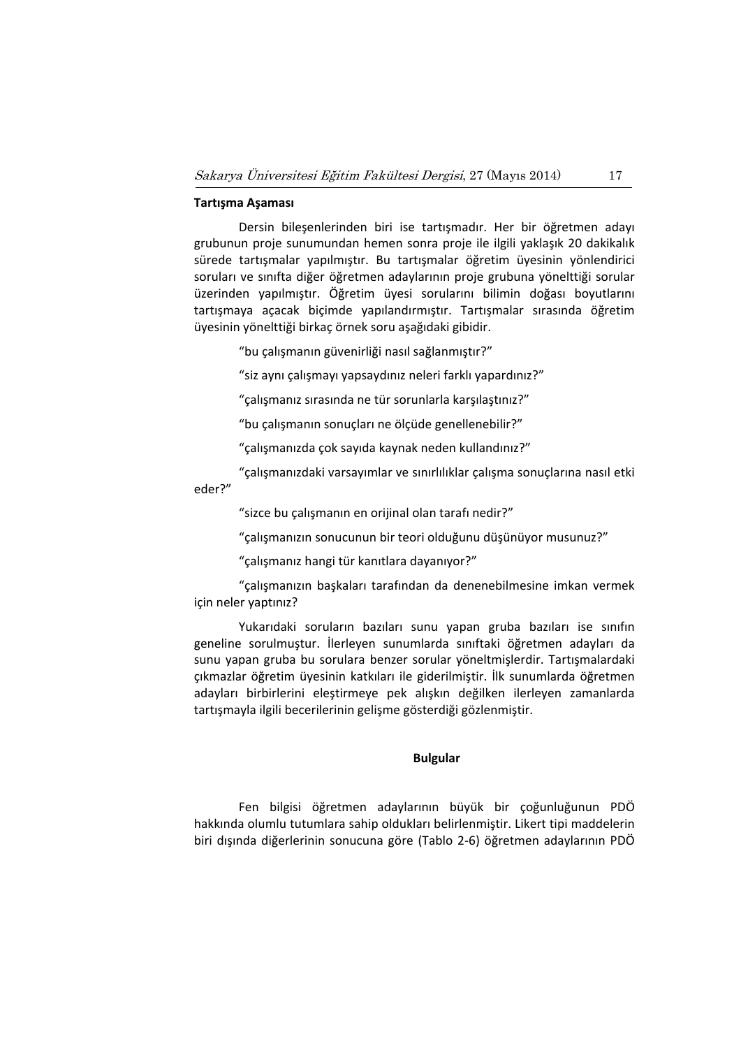**Tartışma Aşaması**

Dersin bileşenlerinden biri ise tartışmadır. Her bir öğretmen adayı grubunun proje sunumundan hemen sonra proje ile ilgili yaklaşık 20 dakikalık sürede tartışmalar yapılmıştır. Bu tartışmalar öğretim üyesinin yönlendirici soruları ve sınıfta diğer öğretmen adaylarının proje grubuna yönelttiği sorular üzerinden yapılmıştır. Öğretim üyesi sorularını bilimin doğası boyutlarını tartışmaya açacak biçimde yapılandırmıştır. Tartışmalar sırasında öğretim üyesinin yönelttiği birkaç örnek soru aşağıdaki gibidir.

"bu çalışmanın güvenirliği nasıl sağlanmıştır?"

"siz aynı çalışmayı yapsaydınız neleri farklı yapardınız?"

"çalışmanız sırasında ne tür sorunlarla karşılaştınız?"

"bu çalışmanın sonuçları ne ölçüde genellenebilir?"

"çalışmanızda çok sayıda kaynak neden kullandınız?"

"çalışmanızdaki varsayımlar ve sınırlılıklar çalışma sonuçlarına nasıl etki eder?"

"sizce bu çalışmanın en orijinal olan tarafı nedir?"

"çalışmanızın sonucunun bir teori olduğunu düşünüyor musunuz?"

"çalışmanız hangi tür kanıtlara dayanıyor?"

"çalışmanızın başkaları tarafından da denenebilmesine imkan vermek için neler yaptınız?

Yukarıdaki soruların bazıları sunu yapan gruba bazıları ise sınıfın geneline sorulmuştur. İlerleyen sunumlarda sınıftaki öğretmen adayları da sunu yapan gruba bu sorulara benzer sorular yöneltmişlerdir. Tartışmalardaki çıkmazlar öğretim üyesinin katkıları ile giderilmiştir. İlk sunumlarda öğretmen adayları birbirlerini eleştirmeye pek alışkın değilken ilerleyen zamanlarda tartışmayla ilgili becerilerinin gelişme gösterdiği gözlenmiştir.

## Bulgular

Fen bilgisi öğretmen adaylarının büyük bir çoğunluğunun PDÖ hakkında olumlu tutumlara sahip oldukları belirlenmiştir. Likert tipi maddelerin biri dışında diğerlerinin sonucuna göre (Tablo 2-6) öğretmen adaylarının PDÖ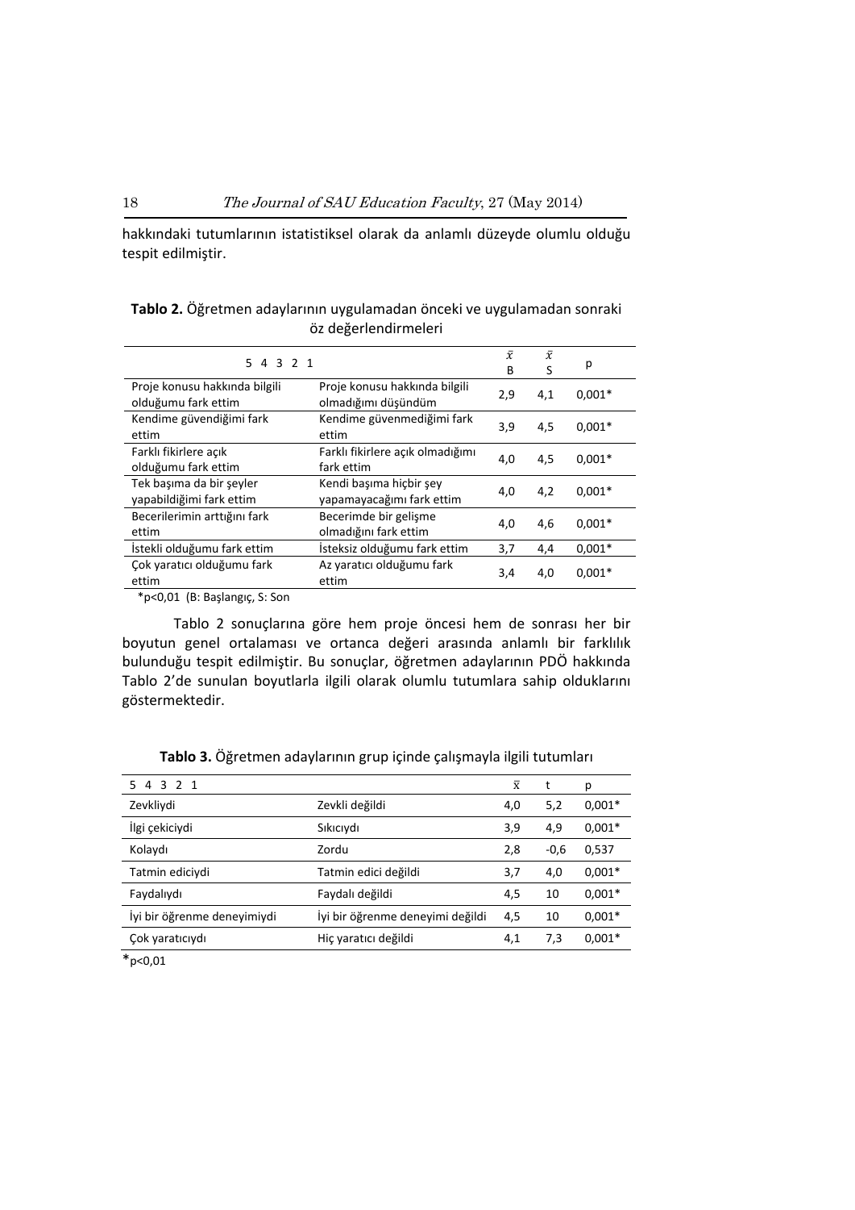hakkındaki tutumlarının istatistiksel olarak da anlamlı düzeyde olumlu olduğu tespit edilmiştir.

**Tablo 2.** Öğretmen adaylarının uygulamadan önceki ve uygulamadan sonraki öz değerlendirmeleri

| 5 4 3 2 1 | | $\bar{x}$ B | $\bar{x}$ S | p |
|---|---|---|---|---|
| Proje konusu hakkında bilgili olduğumu fark ettim | Proje konusu hakkında bilgili olmadığımı düşündüm | 2,9 | 4,1 | 0,001* |
| Kendime güvendiğimi fark ettim | Kendime güvenmediğimi fark ettim | 3,9 | 4,5 | 0,001* |
| Farklı fikirlere açık olduğumu fark ettim | Farklı fikirlere açık olmadığımı fark ettim | 4,0 | 4,5 | 0,001* |
| Tek başıma da bir şeyler yapabildiğimi fark ettim | Kendi başıma hiçbir şey yapamayacağımı fark ettim | 4,0 | 4,2 | 0,001* |
| Becerilerimin arttığını fark ettim | Becerimde bir gelişme olmadığını fark ettim | 4,0 | 4,6 | 0,001* |
| İstekli olduğumu fark ettim | İsteksiz olduğumu fark ettim | 3,7 | 4,4 | 0,001* |
| Çok yaratıcı olduğumu fark ettim | Az yaratıcı olduğumu fark ettim | 3,4 | 4,0 | 0,001* |

*p<0,01 (B: Başlangıç, S: Son

Tablo 2 sonuçlarına göre hem proje öncesi hem de sonrası her bir boyutun genel ortalaması ve ortanca değeri arasında anlamlı bir farklılık bulunduğu tespit edilmiştir. Bu sonuçlar, öğretmen adaylarının PDÖ hakkında Tablo 2'de sunulan boyutlarla ilgili olarak olumlu tutumlara sahip olduklarını göstermektedir.

**Tablo 3.** Öğretmen adaylarının grup içinde çalışmayla ilgili tutumları

| 5 4 3 2 1 | | $\bar{x}$ | t | p |
|---|---|---|---|---|
| Zevkliydi | Zevkli değildi | 4,0 | 5,2 | 0,001* |
| İlgi çekiciydi | Sıkıcıydı | 3,9 | 4,9 | 0,001* |
| Kolaydı | Zordu | 2,8 | -0,6 | 0,537 |
| Tatmin ediciydi | Tatmin edici değildi | 3,7 | 4,0 | 0,001* |
| Faydalıydı | Faydalı değildi | 4,5 | 10 | 0,001* |
| İyi bir öğrenme deneyimiydi | İyi bir öğrenme deneyimi değildi | 4,5 | 10 | 0,001* |
| Çok yaratıcıydı | Hiç yaratıcı değildi | 4,1 | 7,3 | 0,001* |

*p<0,01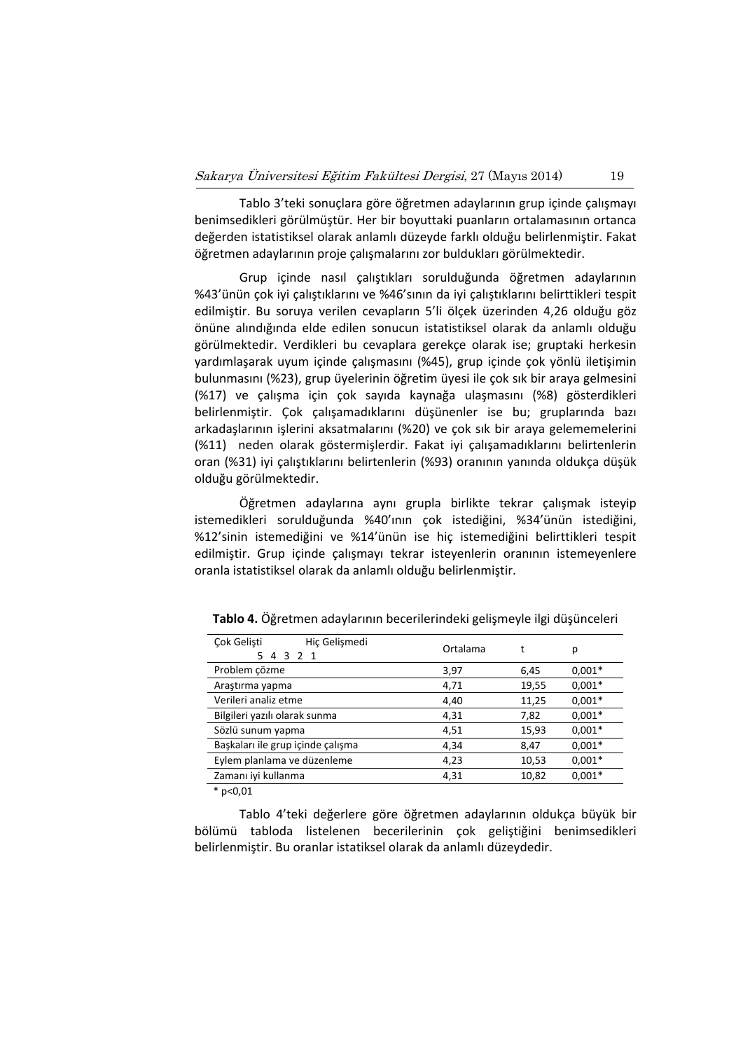Tablo 3'teki sonuçlara göre öğretmen adaylarının grup içinde çalışmayı benimsedikleri görülmüştür. Her bir boyuttaki puanların ortalamasının ortanca değerden istatistiksel olarak anlamlı düzeyde farklı olduğu belirlenmiştir. Fakat öğretmen adaylarının proje çalışmalarını zor buldukları görülmektedir.

Grup içinde nasıl çalıştıkları sorulduğunda öğretmen adaylarının %43'ünün çok iyi çalıştıklarını ve %46'sının da iyi çalıştıklarını belirttikleri tespit edilmiştir. Bu soruya verilen cevapların 5'li ölçek üzerinden 4,26 olduğu göz önüne alındığında elde edilen sonucun istatistiksel olarak da anlamlı olduğu görülmektedir. Verdikleri bu cevaplara gerekçe olarak ise; gruptaki herkesin yardımlaşarak uyum içinde çalışmasını (%45), grup içinde çok yönlü iletişimin bulunmasını (%23), grup üyelerinin öğretim üyesi ile çok sık bir araya gelmesini (%17) ve çalışma için çok sayıda kaynağa ulaşmasını (%8) gösterdikleri belirlenmiştir. Çok çalışamadıklarını düşünenler ise bu; gruplarında bazı arkadaşlarının işlerini aksatmalarını (%20) ve çok sık bir araya gelememelerini (%11) neden olarak göstermişlerdir. Fakat iyi çalışamadıklarını belirtenlerin oran (%31) iyi çalıştıklarını belirtenlerin (%93) oranının yanında oldukça düşük olduğu görülmektedir.

Öğretmen adaylarına aynı grupla birlikte tekrar çalışmak isteyip istemedikleri sorulduğunda %40'ının çok istediğini, %34'ünün istediğini, %12'sinin istemediğini ve %14'ünün ise hiç istemediğini belirttikleri tespit edilmiştir. Grup içinde çalışmayı tekrar isteyenlerin oranının istemeyenlere oranla istatistiksel olarak da anlamlı olduğu belirlenmiştir.

**Tablo 4.** Öğretmen adaylarının becerilerindeki gelişmeyle ilgi düşünceleri

| Çok Gelişti (5 4 3 2 1) Hiç Gelişmedi | Ortalama | t | p |
|---|---|---|---|
| Problem çözme | 3,97 | 6,45 | 0,001* |
| Araştırma yapma | 4,71 | 19,55 | 0,001* |
| Verileri analiz etme | 4,40 | 11,25 | 0,001* |
| Bilgileri yazılı olarak sunma | 4,31 | 7,82 | 0,001* |
| Sözlü sunum yapma | 4,51 | 15,93 | 0,001* |
| Başkaları ile grup içinde çalışma | 4,34 | 8,47 | 0,001* |
| Eylem planlama ve düzenleme | 4,23 | 10,53 | 0,001* |
| Zamanı iyi kullanma | 4,31 | 10,82 | 0,001* |

* p<0,01

Tablo 4'teki değerlere göre öğretmen adaylarının oldukça büyük bir bölümü tabloda listelenen becerilerinin çok geliştiğini benimsedikleri belirlenmiştir. Bu oranlar istatiksel olarak da anlamlı düzeydedir.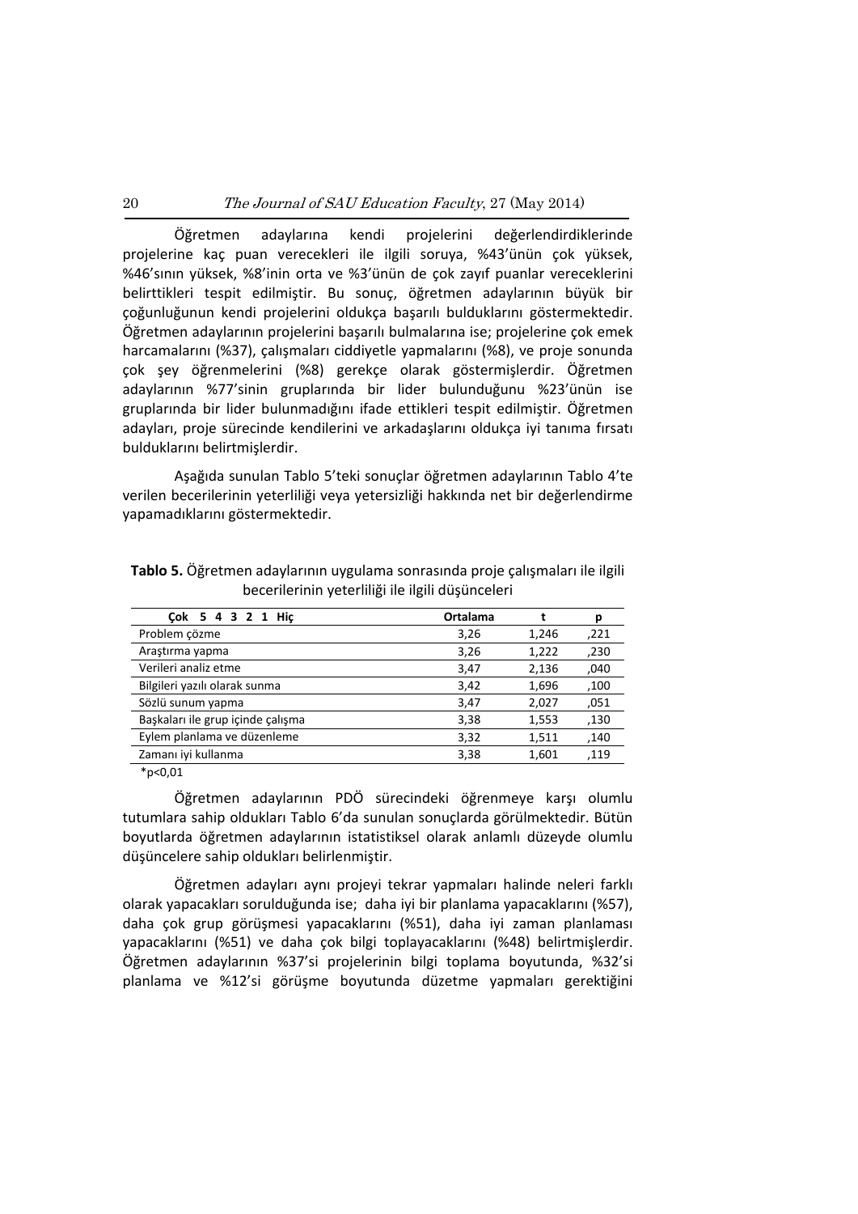Öğretmen adaylarına kendi projelerini değerlendirdiklerinde projelerine kaç puan verecekleri ile ilgili soruya, %43'ünün çok yüksek, %46'sının yüksek, %8'inin orta ve %3'ünün de çok zayıf puanlar vereceklerini belirttikleri tespit edilmiştir. Bu sonuç, öğretmen adaylarının büyük bir çoğunluğunun kendi projelerini oldukça başarılı bulduklarını göstermektedir. Öğretmen adaylarının projelerini başarılı bulmalarına ise; projelerine çok emek harcamalarını (%37), çalışmaları ciddiyetle yapmalarını (%8), ve proje sonunda çok şey öğrenmelerini (%8) gerekçe olarak göstermişlerdir. Öğretmen adaylarının %77'sinin gruplarında bir lider bulunduğunu %23'ünün ise gruplarında bir lider bulunmadığını ifade ettikleri tespit edilmiştir. Öğretmen adayları, proje sürecinde kendilerini ve arkadaşlarını oldukça iyi tanıma fırsatı bulduklarını belirtmişlerdir.

Aşağıda sunulan Tablo 5'teki sonuçlar öğretmen adaylarının Tablo 4'te verilen becerilerinin yeterliliği veya yetersizliği hakkında net bir değerlendirme yapamadıklarını göstermektedir.

**Tablo 5.** Öğretmen adaylarının uygulama sonrasında proje çalışmaları ile ilgili becerilerinin yeterliliği ile ilgili düşünceleri

| Çok 5 4 3 2 1 Hiç | Ortalama | t | p |
|---|---|---|---|
| Problem çözme | 3,26 | 1,246 | ,221 |
| Araştırma yapma | 3,26 | 1,222 | ,230 |
| Verileri analiz etme | 3,47 | 2,136 | ,040 |
| Bilgileri yazılı olarak sunma | 3,42 | 1,696 | ,100 |
| Sözlü sunum yapma | 3,47 | 2,027 | ,051 |
| Başkaları ile grup içinde çalışma | 3,38 | 1,553 | ,130 |
| Eylem planlama ve düzenleme | 3,32 | 1,511 | ,140 |
| Zamanı iyi kullanma | 3,38 | 1,601 | ,119 |

*p<0,01

Öğretmen adaylarının PDÖ sürecindeki öğrenmeye karşı olumlu tutumlara sahip oldukları Tablo 6'da sunulan sonuçlarda görülmektedir. Bütün boyutlarda öğretmen adaylarının istatistiksel olarak anlamlı düzeyde olumlu düşüncelere sahip oldukları belirlenmiştir.

Öğretmen adayları aynı projeyi tekrar yapmaları halinde neleri farklı olarak yapacakları sorulduğunda ise; daha iyi bir planlama yapacaklarını (%57), daha çok grup görüşmesi yapacaklarını (%51), daha iyi zaman planlaması yapacaklarını (%51) ve daha çok bilgi toplayacaklarını (%48) belirtmişlerdir. Öğretmen adaylarının %37'si projelerinin bilgi toplama boyutunda, %32'si planlama ve %12'si görüşme boyutunda düzetme yapmaları gerektiğini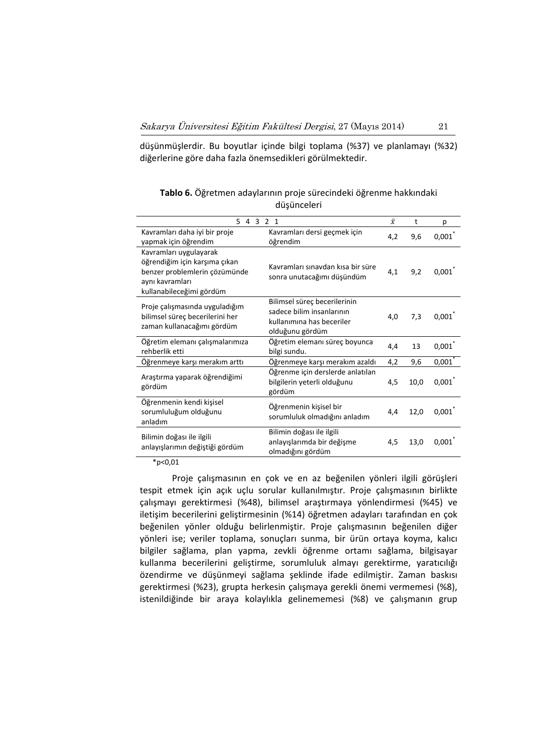düşünmüşlerdir. Bu boyutlar içinde bilgi toplama (%37) ve planlamayı (%32) diğerlerine göre daha fazla önemsedikleri görülmektedir.

**Tablo 6.** Öğretmen adaylarının proje sürecindeki öğrenme hakkındaki düşünceleri

| 5 4 3 2 1 | | $\bar{x}$ | t | p |
|---|---|---|---|---|
| Kavramları daha iyi bir proje yapmak için öğrendim | Kavramları dersi geçmek için öğrendim | 4,2 | 9,6 | 0,001* |
| Kavramları uygulayarak öğrendiğim için karşıma çıkan benzer problemlerin çözümünde aynı kavramları kullanabileceğimi gördüm | Kavramları sınavdan kısa bir süre sonra unutacağımı düşündüm | 4,1 | 9,2 | 0,001* |
| Proje çalışmasında uyguladığım bilimsel süreç becerilerini her zaman kullanacağımı gördüm | Bilimsel süreç becerilerinin sadece bilim insanlarının kullanımına has beceriler olduğunu gördüm | 4,0 | 7,3 | 0,001* |
| Öğretim elemanı çalışmalarımıza rehberlik etti | Öğretim elemanı süreç boyunca bilgi sundu. | 4,4 | 13 | 0,001* |
| Öğrenmeye karşı merakım arttı | Öğrenmeye karşı merakım azaldı | 4,2 | 9,6 | 0,001* |
| Araştırma yaparak öğrendiğimi gördüm | Öğrenme için derslerde anlatılan bilgilerin yeterli olduğunu gördüm | 4,5 | 10,0 | 0,001* |
| Öğrenmenin kendi kişisel sorumluluğum olduğunu anladım | Öğrenmenin kişisel bir sorumluluk olmadığını anladım | 4,4 | 12,0 | 0,001* |
| Bilimin doğası ile ilgili anlayışlarımın değiştiği gördüm | Bilimin doğası ile ilgili anlayışlarımda bir değişme olmadığını gördüm | 4,5 | 13,0 | 0,001* |

*p<0,01

Proje çalışmasının en çok ve en az beğenilen yönleri ilgili görüşleri tespit etmek için açık uçlu sorular kullanılmıştır. Proje çalışmasının birlikte çalışmayı gerektirmesi (%48), bilimsel araştırmaya yönlendirmesi (%45) ve iletişim becerilerini geliştirmesinin (%14) öğretmen adayları tarafından en çok beğenilen yönler olduğu belirlenmiştir. Proje çalışmasının beğenilen diğer yönleri ise; veriler toplama, sonuçları sunma, bir ürün ortaya koyma, kalıcı bilgiler sağlama, plan yapma, zevkli öğrenme ortamı sağlama, bilgisayar kullanma becerilerini geliştirme, sorumluluk almayı gerektirme, yaratıcılığı özendirme ve düşünmeyi sağlama şeklinde ifade edilmiştir. Zaman baskısı gerektirmesi (%23), grupta herkesin çalışmaya gerekli önemi vermemesi (%8), istenildiğinde bir araya kolaylıkla gelinememesi (%8) ve çalışmanın grup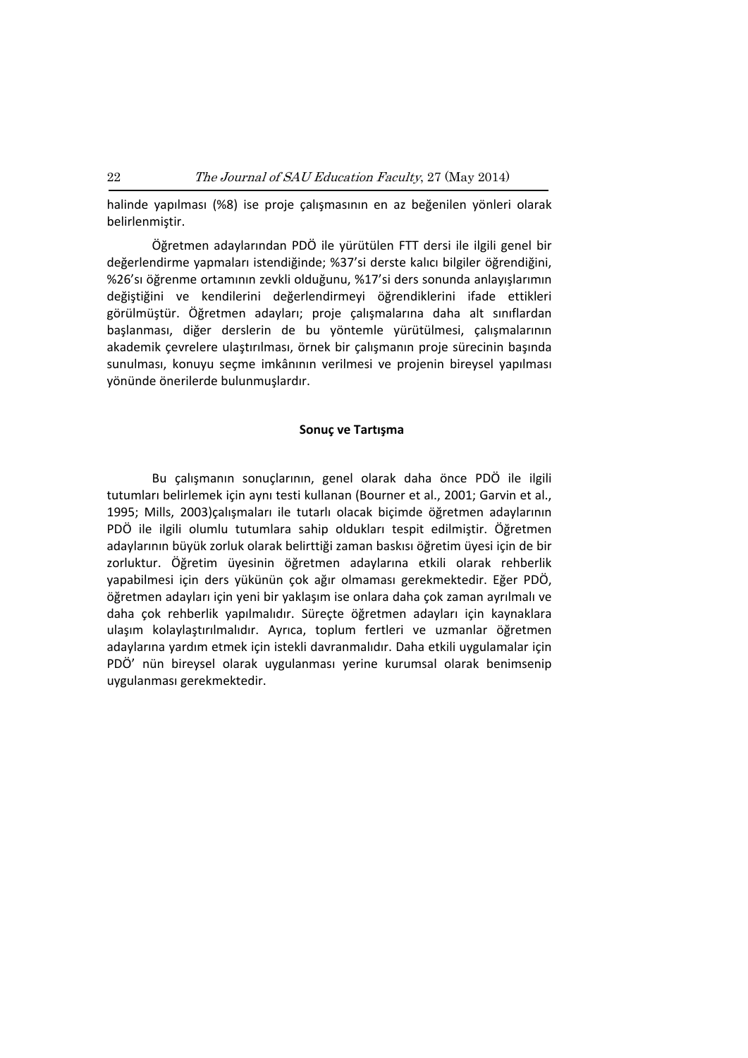halinde yapılması (%8) ise proje çalışmasının en az beğenilen yönleri olarak belirlenmiştir.

Öğretmen adaylarından PDÖ ile yürütülen FTT dersi ile ilgili genel bir değerlendirme yapmaları istendiğinde; %37'si derste kalıcı bilgiler öğrendiğini, %26'sı öğrenme ortamının zevkli olduğunu, %17'si ders sonunda anlayışlarımın değiştiğini ve kendilerini değerlendirmeyi öğrendiklerini ifade ettikleri görülmüştür. Öğretmen adayları; proje çalışmalarına daha alt sınıflardan başlanması, diğer derslerin de bu yöntemle yürütülmesi, çalışmalarının akademik çevrelere ulaştırılması, örnek bir çalışmanın proje sürecinin başında sunulması, konuyu seçme imkânının verilmesi ve projenin bireysel yapılması yönünde önerilerde bulunmuşlardır.

## Sonuç ve Tartışma

Bu çalışmanın sonuçlarının, genel olarak daha önce PDÖ ile ilgili tutumları belirlemek için aynı testi kullanan (Bourner et al., 2001; Garvin et al., 1995; Mills, 2003)çalışmaları ile tutarlı olacak biçimde öğretmen adaylarının PDÖ ile ilgili olumlu tutumlara sahip oldukları tespit edilmiştir. Öğretmen adaylarının büyük zorluk olarak belirttiği zaman baskısı öğretim üyesi için de bir zorluktur. Öğretim üyesinin öğretmen adaylarına etkili olarak rehberlik yapabilmesi için ders yükünün çok ağır olmaması gerekmektedir. Eğer PDÖ, öğretmen adayları için yeni bir yaklaşım ise onlara daha çok zaman ayrılmalı ve daha çok rehberlik yapılmalıdır. Süreçte öğretmen adayları için kaynaklara ulaşım kolaylaştırılmalıdır. Ayrıca, toplum fertleri ve uzmanlar öğretmen adaylarına yardım etmek için istekli davranmalıdır. Daha etkili uygulamalar için PDÖ' nün bireysel olarak uygulanması yerine kurumsal olarak benimsenip uygulanması gerekmektedir.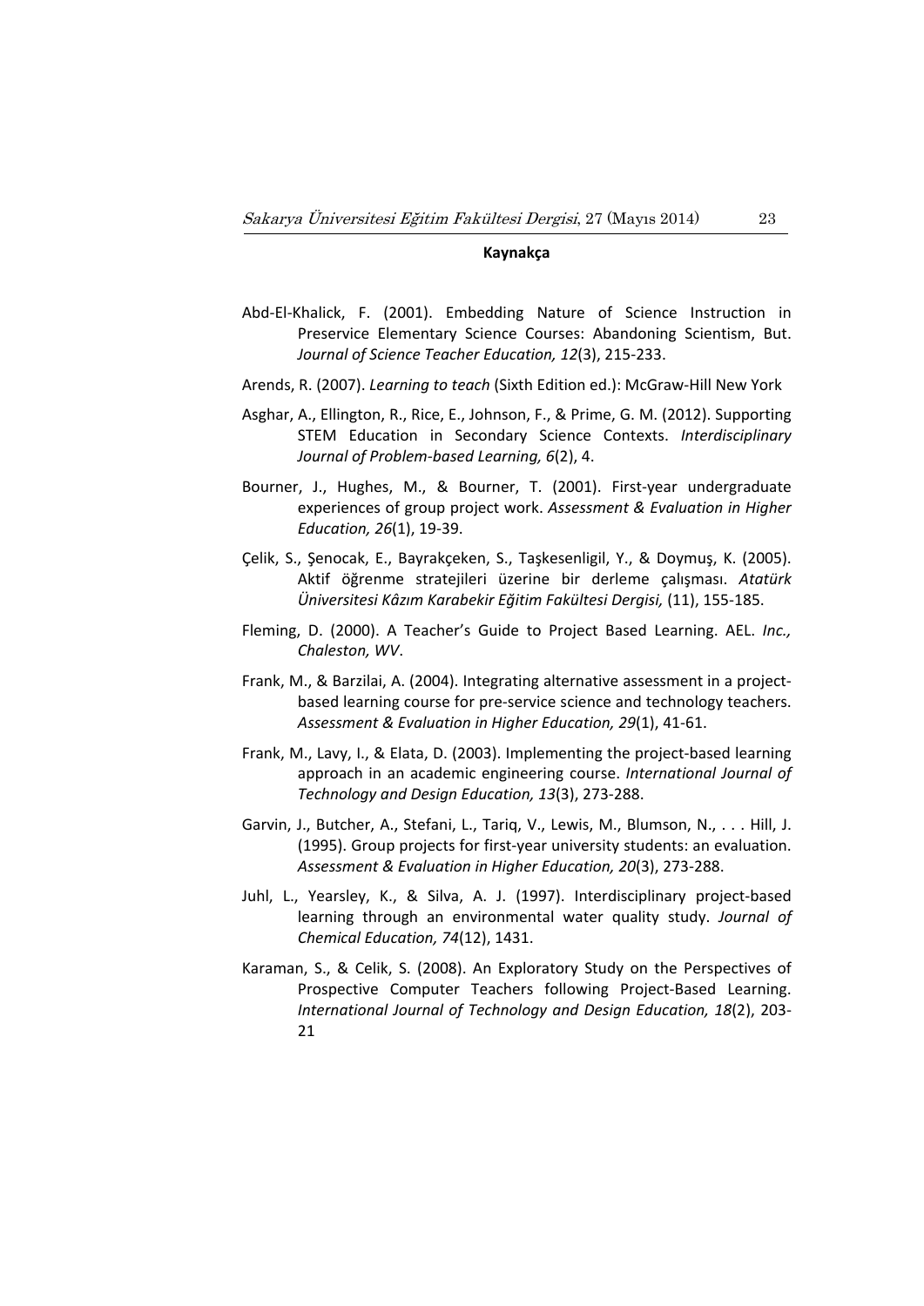## Kaynakça

Abd-El-Khalick, F. (2001). Embedding Nature of Science Instruction in Preservice Elementary Science Courses: Abandoning Scientism, But. *Journal of Science Teacher Education, 12*(3), 215-233.

Arends, R. (2007). *Learning to teach* (Sixth Edition ed.): McGraw-Hill New York

Asghar, A., Ellington, R., Rice, E., Johnson, F., & Prime, G. M. (2012). Supporting STEM Education in Secondary Science Contexts. *Interdisciplinary Journal of Problem-based Learning, 6*(2), 4.

Bourner, J., Hughes, M., & Bourner, T. (2001). First-year undergraduate experiences of group project work. *Assessment & Evaluation in Higher Education, 26*(1), 19-39.

Çelik, S., Şenocak, E., Bayrakçeken, S., Taşkesenligil, Y., & Doymuş, K. (2005). Aktif öğrenme stratejileri üzerine bir derleme çalışması. *Atatürk Üniversitesi Kâzım Karabekir Eğitim Fakültesi Dergisi,* (11), 155-185.

Fleming, D. (2000). A Teacher's Guide to Project Based Learning. AEL. *Inc., Chaleston, WV*.

Frank, M., & Barzilai, A. (2004). Integrating alternative assessment in a project-based learning course for pre-service science and technology teachers. *Assessment & Evaluation in Higher Education, 29*(1), 41-61.

Frank, M., Lavy, I., & Elata, D. (2003). Implementing the project-based learning approach in an academic engineering course. *International Journal of Technology and Design Education, 13*(3), 273-288.

Garvin, J., Butcher, A., Stefani, L., Tariq, V., Lewis, M., Blumson, N., . . . Hill, J. (1995). Group projects for first-year university students: an evaluation. *Assessment & Evaluation in Higher Education, 20*(3), 273-288.

Juhl, L., Yearsley, K., & Silva, A. J. (1997). Interdisciplinary project-based learning through an environmental water quality study. *Journal of Chemical Education, 74*(12), 1431.

Karaman, S., & Celik, S. (2008). An Exploratory Study on the Perspectives of Prospective Computer Teachers following Project-Based Learning. *International Journal of Technology and Design Education, 18*(2), 203-21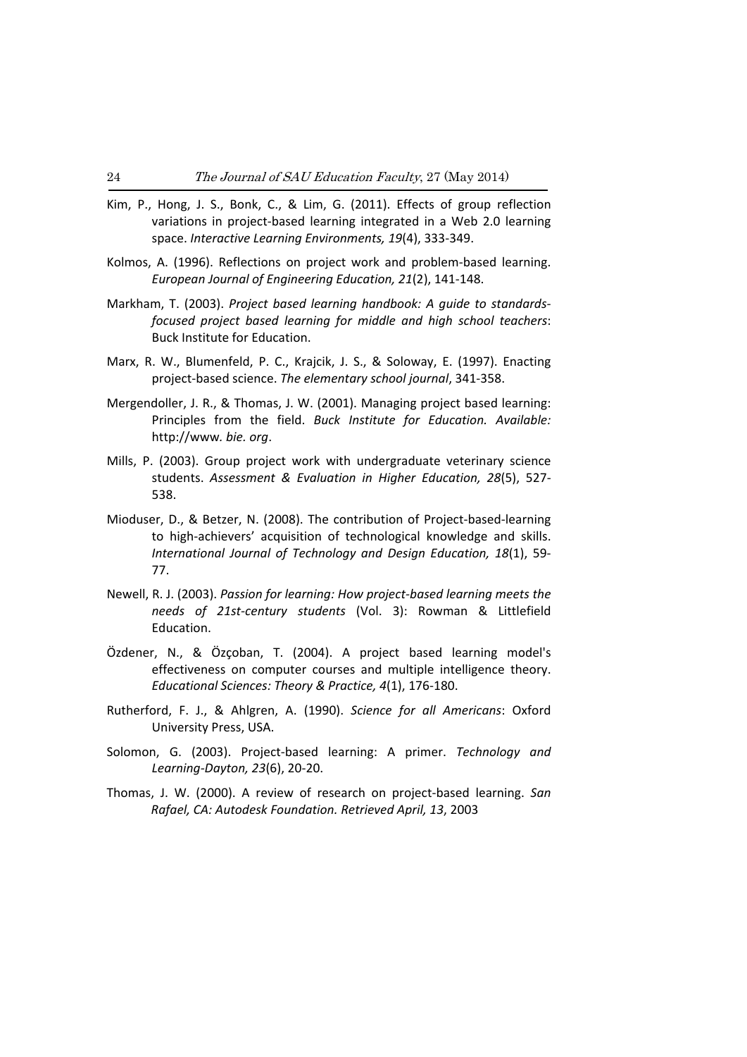Kim, P., Hong, J. S., Bonk, C., & Lim, G. (2011). Effects of group reflection variations in project-based learning integrated in a Web 2.0 learning space. *Interactive Learning Environments, 19*(4), 333-349.

Kolmos, A. (1996). Reflections on project work and problem-based learning. *European Journal of Engineering Education, 21*(2), 141-148.

Markham, T. (2003). *Project based learning handbook: A guide to standards-focused project based learning for middle and high school teachers*: Buck Institute for Education.

Marx, R. W., Blumenfeld, P. C., Krajcik, J. S., & Soloway, E. (1997). Enacting project-based science. *The elementary school journal*, 341-358.

Mergendoller, J. R., & Thomas, J. W. (2001). Managing project based learning: Principles from the field. *Buck Institute for Education. Available:* http://www. *bie. org*.

Mills, P. (2003). Group project work with undergraduate veterinary science students. *Assessment & Evaluation in Higher Education, 28*(5), 527-538.

Mioduser, D., & Betzer, N. (2008). The contribution of Project-based-learning to high-achievers' acquisition of technological knowledge and skills. *International Journal of Technology and Design Education, 18*(1), 59-77.

Newell, R. J. (2003). *Passion for learning: How project-based learning meets the needs of 21st-century students* (Vol. 3): Rowman & Littlefield Education.

Özdener, N., & Özçoban, T. (2004). A project based learning model's effectiveness on computer courses and multiple intelligence theory. *Educational Sciences: Theory & Practice, 4*(1), 176-180.

Rutherford, F. J., & Ahlgren, A. (1990). *Science for all Americans*: Oxford University Press, USA.

Solomon, G. (2003). Project-based learning: A primer. *Technology and Learning-Dayton, 23*(6), 20-20.

Thomas, J. W. (2000). A review of research on project-based learning. *San Rafael, CA: Autodesk Foundation. Retrieved April, 13*, 2003